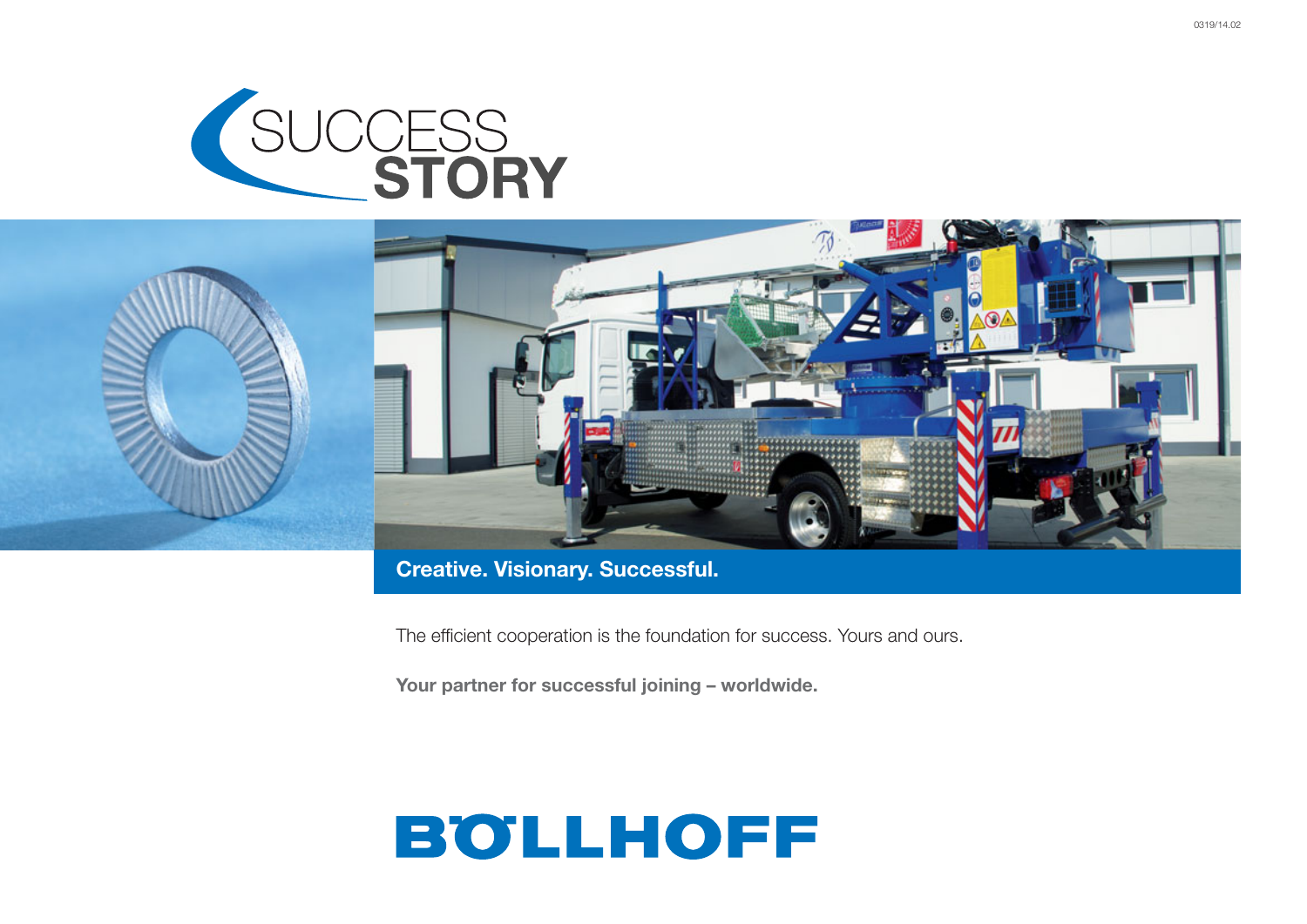0319/14.02

# SUCCESS STORY

**Creative. Visionary. Successful.**

The efficient cooperation is the foundation for success. Yours and ours.

**Your partner for successful joining – worldwide.**

**BÖLLHOFF**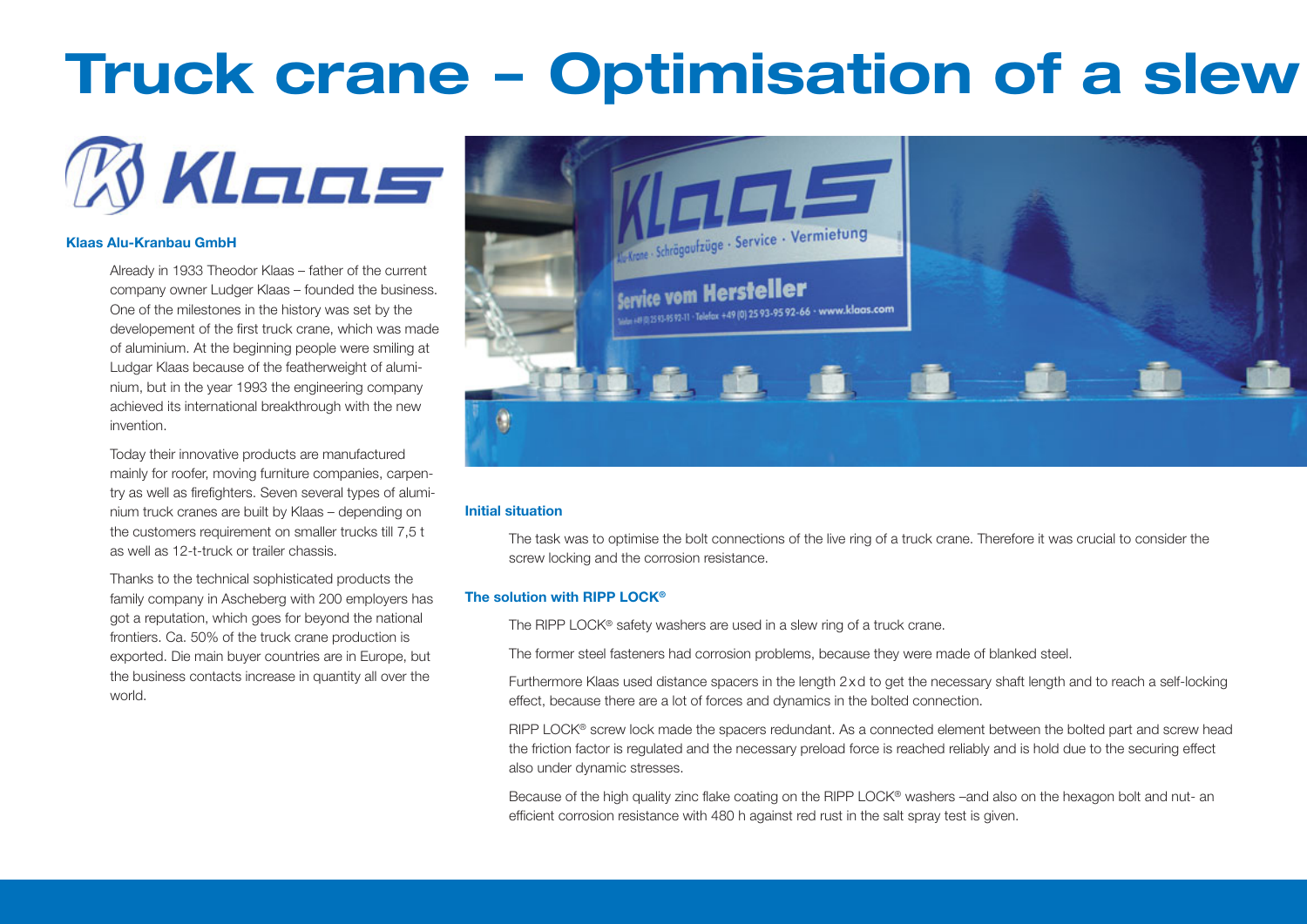# Truck crane – Optimisation of a slew

### Klaas Alu-Kranbau GmbH

Already in 1933 Theodor Klaas – father of the current company owner Ludger Klaas – founded the business. One of the milestones in the history was set by the developement of the first truck crane, which was made of aluminium. At the beginning people were smiling at Ludgar Klaas because of the featherweight of aluminium, but in the year 1993 the engineering company achieved its international breakthrough with the new invention.

Today their innovative products are manufactured mainly for roofer, moving furniture companies, carpentry as well as firefighters. Seven several types of aluminium truck cranes are built by Klaas – depending on the customers requirement on smaller trucks till 7,5 t as well as 12-t-truck or trailer chassis.

Thanks to the technical sophisticated products the family company in Ascheberg with 200 employers has got a reputation, which goes for beyond the national frontiers. Ca. 50% of the truck crane production is exported. Die main buyer countries are in Europe, but the business contacts increase in quantity all over the world.

### Initial situation

The task was to optimise the bolt connections of the live ring of a truck crane. Therefore it was crucial to consider the screw locking and the corrosion resistance.

### The solution with RIPP LOCK®

The RIPP LOCK® safety washers are used in a slew ring of a truck crane.

The former steel fasteners had corrosion problems, because they were made of blanked steel.

Furthermore Klaas used distance spacers in the length 2 x d to get the necessary shaft length and to reach a self-locking effect, because there are a lot of forces and dynamics in the bolted connection.

RIPP LOCK® screw lock made the spacers redundant. As a connected element between the bolted part and screw head the friction factor is regulated and the necessary preload force is reached reliably and is hold due to the securing effect also under dynamic stresses.

Because of the high quality zinc flake coating on the RIPP LOCK® washers –and also on the hexagon bolt and nut- an efficient corrosion resistance with 480 h against red rust in the salt spray test is given.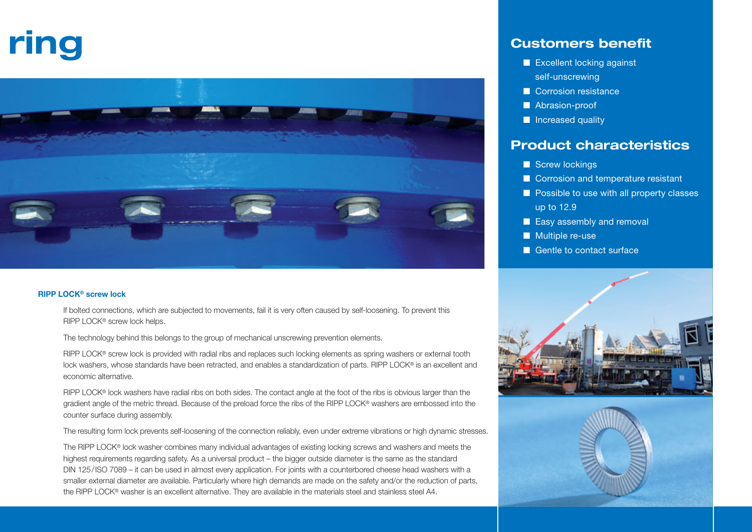# ring

## Customers benefit

- Excellent locking against self-unscrewing
- Corrosion resistance
- Abrasion-proof
- Increased quality

## Product characteristics

- Screw lockings
- Corrosion and temperature resistant
- Possible to use with all property classes up to 12.9
- Easy assembly and removal
- Multiple re-use
- Gentle to contact surface

### RIPP LOCK® screw lock

If bolted connections, which are subjected to movements, fail it is very often caused by self-loosening. To prevent this RIPP LOCK® screw lock helps.

The technology behind this belongs to the group of mechanical unscrewing prevention elements.

RIPP LOCK® screw lock is provided with radial ribs and replaces such locking elements as spring washers or external tooth lock washers, whose standards have been retracted, and enables a standardization of parts. RIPP LOCK® is an excellent and economic alternative.

RIPP LOCK® lock washers have radial ribs on both sides. The contact angle at the foot of the ribs is obvious larger than the gradient angle of the metric thread. Because of the preload force the ribs of the RIPP LOCK® washers are embossed into the counter surface during assembly.

The resulting form lock prevents self-loosening of the connection reliably, even under extreme vibrations or high dynamic stresses.

The RIPP LOCK® lock washer combines many individual advantages of existing locking screws and washers and meets the highest requirements regarding safety. As a universal product – the bigger outside diameter is the same as the standard DIN 125/ISO 7089 – it can be used in almost every application. For joints with a counterbored cheese head washers with a smaller external diameter are available. Particularly where high demands are made on the safety and/or the reduction of parts, the RIPP LOCK® washer is an excellent alternative. They are available in the materials steel and stainless steel A4.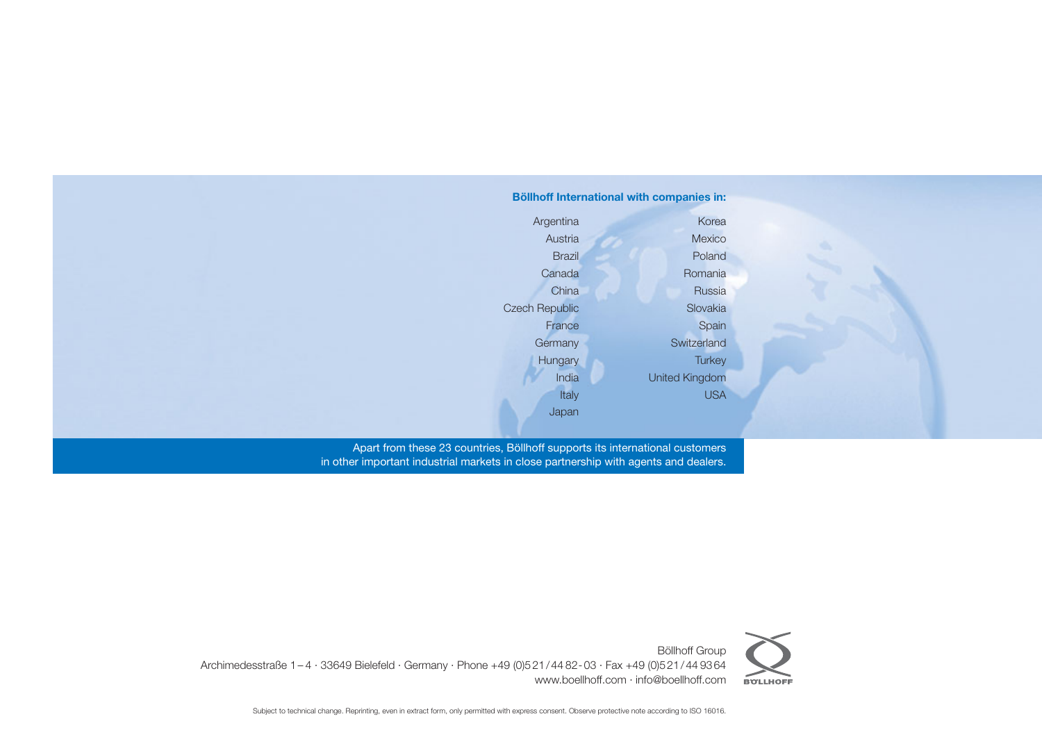**Böllhoff International with companies in:**

Argentina
Austria
Brazil
Canada
China
Czech Republic
France
Germany
Hungary
India
Italy
Japan
Korea
Mexico
Poland
Romania
Russia
Slovakia
Spain
Switzerland
Turkey
United Kingdom
USA

Apart from these 23 countries, Böllhoff supports its international customers in other important industrial markets in close partnership with agents and dealers.

Böllhoff Group
Archimedesstraße 1 – 4 · 33649 Bielefeld · Germany · Phone +49 (0)5 21 / 44 82 - 03 · Fax +49 (0)5 21 / 44 93 64
www.boellhoff.com · info@boellhoff.com

BÖLLHOFF

Subject to technical change. Reprinting, even in extract form, only permitted with express consent. Observe protective note according to ISO 16016.